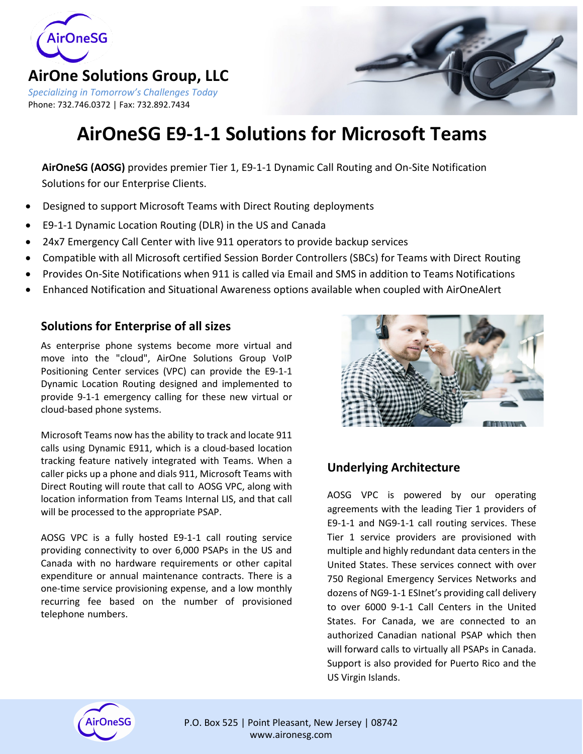AirOne Solutions Group, LLC

*Specializing in Tomorrow's Challenges Today*

Phone: 732.746.0372 | Fax: 732.892.7434

# AirOneSG E9-1-1 Solutions for Microsoft Teams

**AirOneSG (AOSG)** provides premier Tier 1, E9-1-1 Dynamic Call Routing and On-Site Notification Solutions for our Enterprise Clients.

- Designed to support Microsoft Teams with Direct Routing deployments
- E9-1-1 Dynamic Location Routing (DLR) in the US and Canada
- 24x7 Emergency Call Center with live 911 operators to provide backup services
- Compatible with all Microsoft certified Session Border Controllers (SBCs) for Teams with Direct Routing
- Provides On-Site Notifications when 911 is called via Email and SMS in addition to Teams Notifications
- Enhanced Notification and Situational Awareness options available when coupled with AirOneAlert

## Solutions for Enterprise of all sizes

As enterprise phone systems become more virtual and move into the "cloud", AirOne Solutions Group VoIP Positioning Center services (VPC) can provide the E9-1-1 Dynamic Location Routing designed and implemented to provide 9-1-1 emergency calling for these new virtual or cloud-based phone systems.

Microsoft Teams now has the ability to track and locate 911 calls using Dynamic E911, which is a cloud-based location tracking feature natively integrated with Teams. When a caller picks up a phone and dials 911, Microsoft Teams with Direct Routing will route that call to AOSG VPC, along with location information from Teams Internal LIS, and that call will be processed to the appropriate PSAP.

AOSG VPC is a fully hosted E9-1-1 call routing service providing connectivity to over 6,000 PSAPs in the US and Canada with no hardware requirements or other capital expenditure or annual maintenance contracts. There is a one-time service provisioning expense, and a low monthly recurring fee based on the number of provisioned telephone numbers.

## Underlying Architecture

AOSG VPC is powered by our operating agreements with the leading Tier 1 providers of E9-1-1 and NG9-1-1 call routing services. These Tier 1 service providers are provisioned with multiple and highly redundant data centers in the United States. These services connect with over 750 Regional Emergency Services Networks and dozens of NG9-1-1 ESInet's providing call delivery to over 6000 9-1-1 Call Centers in the United States. For Canada, we are connected to an authorized Canadian national PSAP which then will forward calls to virtually all PSAPs in Canada. Support is also provided for Puerto Rico and the US Virgin Islands.

P.O. Box 525 | Point Pleasant, New Jersey | 08742
www.aironesg.com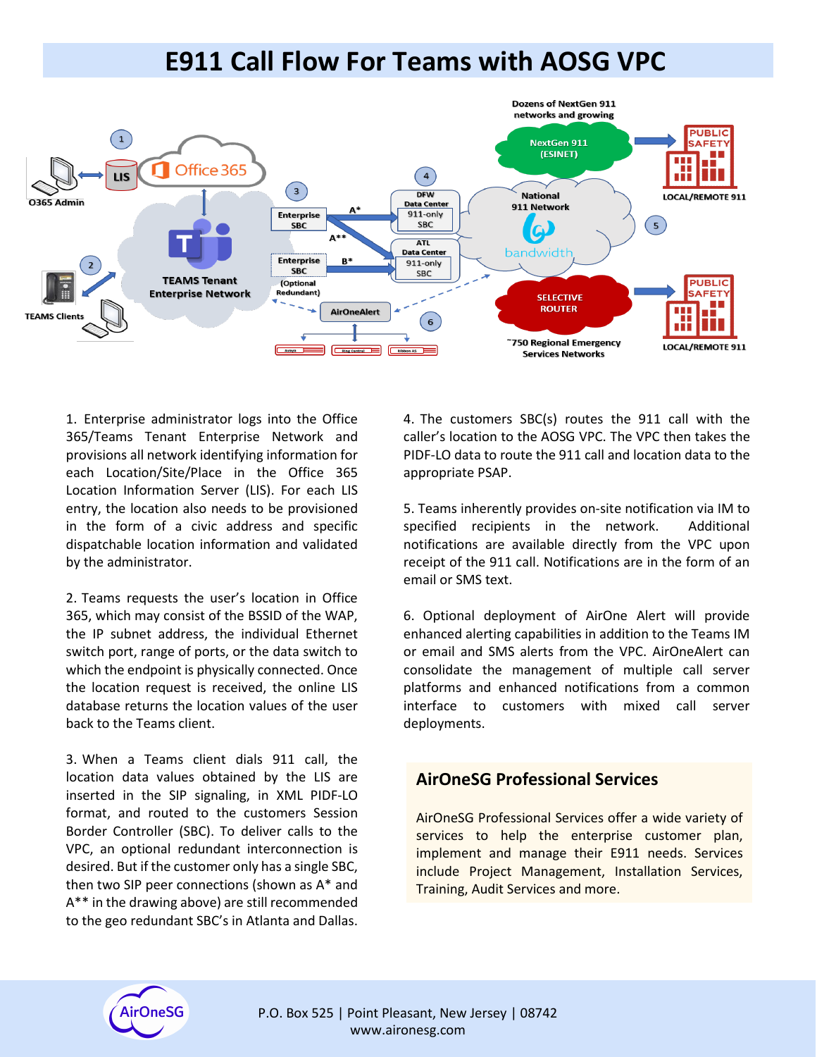# E911 Call Flow For Teams with AOSG VPC

Dozens of NextGen 911 networks and growing

NextGen 911 (ESINET)

PUBLIC SAFETY

LOCAL/REMOTE 911

1

LIS

Office 365

O365 Admin

2

TEAMS Clients

TEAMS Tenant Enterprise Network

3

Enterprise SBC

A*

A**

Enterprise SBC

B*

(Optional Redundant)

4

DFW Data Center

911-only SBC

ATL Data Center

911-only SBC

National 911 Network

bandwidth

5

SELECTIVE ROUTER

PUBLIC SAFETY

LOCAL/REMOTE 911

AirOneAlert

6

~750 Regional Emergency Services Networks

1. Enterprise administrator logs into the Office 365/Teams Tenant Enterprise Network and provisions all network identifying information for each Location/Site/Place in the Office 365 Location Information Server (LIS). For each LIS entry, the location also needs to be provisioned in the form of a civic address and specific dispatchable location information and validated by the administrator.

2. Teams requests the user's location in Office 365, which may consist of the BSSID of the WAP, the IP subnet address, the individual Ethernet switch port, range of ports, or the data switch to which the endpoint is physically connected. Once the location request is received, the online LIS database returns the location values of the user back to the Teams client.

3. When a Teams client dials 911 call, the location data values obtained by the LIS are inserted in the SIP signaling, in XML PIDF-LO format, and routed to the customers Session Border Controller (SBC). To deliver calls to the VPC, an optional redundant interconnection is desired. But if the customer only has a single SBC, then two SIP peer connections (shown as A* and A** in the drawing above) are still recommended to the geo redundant SBC's in Atlanta and Dallas.

4. The customers SBC(s) routes the 911 call with the caller's location to the AOSG VPC. The VPC then takes the PIDF-LO data to route the 911 call and location data to the appropriate PSAP.

5. Teams inherently provides on-site notification via IM to specified recipients in the network. Additional notifications are available directly from the VPC upon receipt of the 911 call. Notifications are in the form of an email or SMS text.

6. Optional deployment of AirOne Alert will provide enhanced alerting capabilities in addition to the Teams IM or email and SMS alerts from the VPC. AirOneAlert can consolidate the management of multiple call server platforms and enhanced notifications from a common interface to customers with mixed call server deployments.

## AirOneSG Professional Services

AirOneSG Professional Services offer a wide variety of services to help the enterprise customer plan, implement and manage their E911 needs. Services include Project Management, Installation Services, Training, Audit Services and more.

AirOneSG

P.O. Box 525 | Point Pleasant, New Jersey | 08742
www.aironesg.com